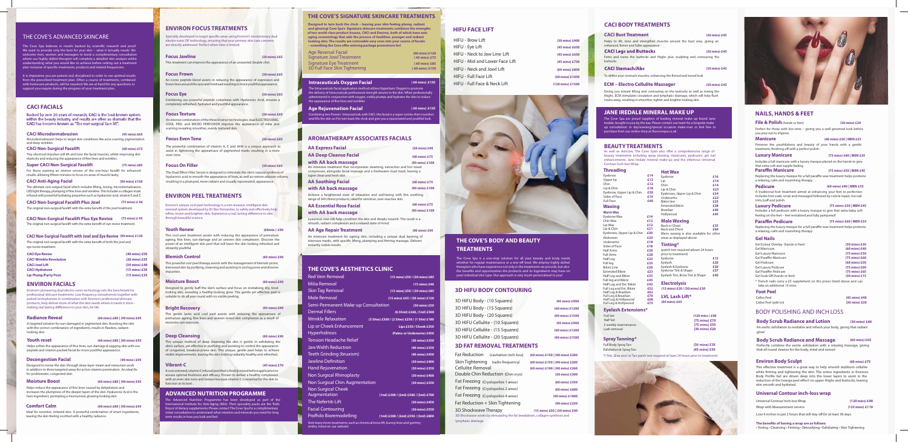# THE COVE'S ADVANCED SKINCARE

The Cove Spa believes in results backed by scientific research and proof. We want to provide only the best for your skin – what it 'actually needs'. We welcome men, women and teenagers to book a complimentary consultation where our highly skilled therapist will complete a detailed skin analysis whilst understanding what you would like to achieve before setting out a treatment plan inclusive of specific treatments, products and related frequencies.

It is imperative you are patient and disciplined in order to see optimal results from the prescribed treatment plan. Often a course of treatments, combined with homecare products, will be required. We are at hand for any questions or support you require during the progress of your treatment plan.

## CACI FACIALS

Backed by over 20 years of research, CACI is the best-known system within the beauty industry, and results are often so dramatic that the CACI has become known as "The non-surgical face lift".

**CACI Microdermabrasion** (45 mins) £65
Microdermabrasion helps to target skin conditions like acne scarring, pigmentation and deep wrinkles.

**CACI Non-Surgical Facelift** (60 mins) £75
Tiny electrical impulses will lift and tone the facial muscles, whilst improving skin elasticity and reducing the appearance of fine lines and wrinkles.

**Super CACI Non-Surgical Facelift** (75 mins) £85
For those wanting an intense version of the one-hour facelift for enhanced results, allowing fifteen minutes to focus on areas of muscle laxity.

**CACI Anti-Aging Facial** (90 mins) £100
The ultimate non-surgical facial which includes lifting, toning, microdermabrasion, LED light therapy, plumping of fine lines and wrinkles. This includes a collagen mask infused with powerful hydrating properties such as hyaluronic acid, vitamin E and C

**CACI Non-Surgical Facelift Plus Jowl** (75 mins) £90
The original non-surgical facelift with the extra benefit of the jowl treatment.

**CACI Non-Surgical Facelift Plus Eye Revive** (75 mins) £95
The original non-surgical facelift with the extra benefit of eye revive treatment.

**CACI Non-Surgical Facelift with Jowl and Eye Revive** (90 mins) £120
The original non-surgical facelift with the extra benefit of both the jowl and eye revive treatment

| | |
|---|---|
| CACI Eye Revive | (40 mins) £50 |
| CACI Wrinkle Revolution | (20 mins) £35 |
| CACI Jowl Lift | (30 mins) £40 |
| CACI Hydratone | (15 mins) £30 |
| Lip Plump/Party Pout | (15 mins) £25 |

## ENVIRON FACIALS

Environ's pioneering dual electro-sonic technology sets the benchmark for professional skincare treatments. Low frequency sonophoresis together with pulsed iontophoresis in combination with Environ's professional skincare products, help deliver more of what the skin needs where it needs it most – making real lasting difference to your skin, for life.

**Radiance Reveal** (60 mins) £80 | (90 mins) £95
A targeted solution for sun-damaged or pigmented skin. Boosting the skin with the correct combination of ingredients, results in flawless, radiant-looking skin.

**Youth reset** (60 mins) £80 | (90 mins) £95
Helps soften the appearance of fine lines, sun-damage & sagging skin with our peptide and vitamin packed facial for more youthful appearance.

**Decongestion Facial** (90 mins) £95
Designed to revive the skin through deep-layer steam and extraction work in addition to three targeted areas for active vitamin penetration. An ideal fix for problematic, congested skin.

**Moisture Boost** (60 mins) £80 | (90 mins) £95
Helps reduce the appearance of fine lines caused by dehydration and increases the plumpness of the deeper layers of the skin. Hyaluronic Acid is the hero ingredient, prompting a moisturised, glowing-looking skin.

**Comfort Calm** (60 mins) £80 | (90 mins) £95
Ideal for sensitive, irritated skin. A powerful combination of smart ingredients, leaving the skin feeling soothed with a healthy radiance.

## ENVIRON FOCUS TREATMENTS

Specially developed to target specific areas using Environ's revolutionary dual electro-sonic DF technology, ensuring that your primary skin care concerns are directly addressed. Perfect when time is limited.

**Focus Jawline** (30 mins) £65
This treatment can improve the appearance of an unwanted double chin.

**Focus Frown** (30 mins) £65
An iconic peptide blend assists in reducing the appearance of expression and frown lines around the eyes and forehead resulting in more youthful appearance.

**Focus Eye** (30 mins) £65
Combining our powerful peptide complexes with Hyaluronic Acid, ensures a completely refreshed, hydrated and youthful appearance.

**Focus Texture** (30 mins) £65
An intense combination of the three Environ technologies: dual ELECTROSONIC, COOL PEEL and MICRO PERFUSION improve the appearance of acne and scarring revealing smoother, evenly textured skin.

**Focus Even Tone** (30 mins) £65
The powerful combination of vitamin A, C and AHA is a unique approach to assist in lightening the appearance of pigmented marks resulting in a more even tone.

**Focus On Filler** (30 mins) £65
The Dual Effect Filler Serum is designed to stimulate the skin's natural synthesis of hyaluronic acid to smooth the appearance of lines, as well as restore adipose volume, resulting in a plumped, more radiant and visually rejuvenated, appearance.

## ENVIRON PEEL TREATMENTS

Environ's unique cool peel technology is a non-invasive, intelligent skin renewal system developed by Dr Des Fernandes, to safely and effectively help refine, revive and brighten skin. Experience a real, lasting difference to skin, through beautiful science.

**Youth Renew** (60min) £90
This cool peel treatment assists with reducing the appearance of premature ageing, fine lines, sun-damage and an uneven skin complexion. Discover the power of an intelligent skin peel that will leave the skin looking refreshed and vibrantly youthful.

**Blemish Control** (60 mins) £90
This powerful cool peel therapy assists with the management of blemish prone, distressed skin by purifying, cleansing and assisting to unclog pores and dissolve impurities.

**Moisture Boost** (60 mins) £90
Designed to gently buff the skin's surface and focus on revitalising dry, tired-looking skin, revealing a healthy-looking glow. This gentle yet effective peel is suitable to do all year round with no visible peeling.

**Bright Recovery** (60 mins) £90
This gentle lactic acid cool peel assists with reducing the appearance of premature ageing, fine lines and uneven toned skin complexion as a result of excessive sun exposure.

**Deep Cleansing** (60 mins) £90
This unique method of deep cleansing the skin is gentle in exfoliating the skin's surface, yet effective in purifying and assisting to control the appearance of congested, breakout-prone skin. This unique, gentle peel helps to achieve visible improvements, leaving the skin looking radiantly healthy and refreshed.

**Vibrant-C** (45 mins) £70
A concentrated, vitamin C infused peel that is freshly mixed before application to ensure optimal freshness and efficacy. Proven to deliver a healthy complexion with an even skin tone and texture because vitamin C is essential for the skin to function at its best.

## ADVANCED NUTRITION PROGRAMME

The Advanced Nutrition Programme has been developed as part of the International Institute for Anti-Aging (IIAA). Their speciality packs are the 'Rolls Royce' of dietary supplements. Please contact The Cove Spa for a complimentary initial consultation to understand what vitamins and minerals you need for long term results in how you look and feel.

## THE COVE'S SIGNATURE SKINCARE TREATMENTS

**Designed to turn back the clock – leaving your skin feeling plump, radiant and glowing! Cove Spa's Signature skincare treatments combines the strengths of two world-class product houses, CACI and Environ, both of which have anti-aging cosmetology that aids the process of healthier, younger and radiant looking skin. The results are noticeable and you can mix your course of facials – something the Cove offer enticing package promotions for!**

| | |
|---|---|
| Age Reversal Facial | (90 mins) £120 |
| Signature Jowl Treatment | (45 mins) £75 |
| Signature Eye Treatment | (60 mins) £85 |
| 3D Full Face Skin Tightening | (60 mins) £150 |

**Intraceuticals Oxygen Facial** (60 mins) £150
The Intraceuticals facial application method utilises Hyperbaric Oxygen to promote the delivery of Intraceuticals professional strength serums to the skin. When professionally administered in conjunction with oxygen, visibly plumps and hydrates the skin to reduce the appearance of fine lines and wrinkles.

**Age Rejuvenation Facial** (60 mins) £150
Combining two flowers- Intraceuticals with CACI, this facial is a super combo that nourishes and lifts the skin as if to turn back the clock and give you a rejuvenated and youthful look.

## AROMATHERAPY ASSOCIATES FACIALS

**AA Express Facial** (30 mins) £40

**AA Deep Cleanse Facial** (60 mins) £75
**with AA back massage** (90 mins) £100
An intensive treatment that incorporates steaming, extraction and hot towel compresses, alongside facial massage and a freshwater mud mask, leaving a super clean and fresh skin.

**AA Soothing Facial** (60 mins) £75
**with AA back massage** (90 mins) £100
Achieve a heightened state of relaxation and well-being with this soothing range of AA's finest products; ideal for sensitive, over-reactive skin.

**AA Essential Rose Facial** (60 mins) £75
**with AA back massage** (90 mins) £100
Luxurious rose oils help condition the skin and deeply nourish. The result is a smooth, radiant complexion and a relaxed state of mind.

**AA Age Repair Treatment** (90 mins) £95
An intensive treatment for ageing skin, including a unique dual layering of intensive masks, with specific lifting, plumping and firming massage. Delivers instantly visible results.

## THE COVE'S AESTHETICS CLINIC

| | |
|---|---|
| Red Vein Removal | (15 mins) £50 / (30 mins) £85 |
| Milia Removal | (15 mins) £40 |
| Skin Tag Removal | (15 mins) £50 / (30 mins) £85 |
| Mole Removal | (15 mins) £65 / (30 mins) £120 |
| Semi-Permanent Make-up Consultation | (30 mins) £50 |
| Dermal Fillers | (0.55ml) £260, (1ml) £300 |
| Wrinkle Relaxation | (3 Sites) £300 / (2 Sites) £250 / (1 Site) £180 |
| Lip or Cheek Enhancement | Lips £350 / Cheeks £350 |
| Hyperhidrosis | (Palms or Underarms) £450 |
| Tension Headache Relief | (30 mins) £350 |
| Jaw Width Reduction | (40 mins) £350 |
| Teeth Grinding (bruxism) | (40 mins) £450 |
| Jawline Definition | (30 mins) £400 |
| Hand Rejuvenation | (30 mins) £350 |
| Non Surgical Rhinoplasty | (30 mins) £400 |
| Non Surgical Chin Augmentation | (30 mins) £350 |
| Non Surgical Cheek Augmentation | (1ml) £300 / (2ml) £500 / (3ml) £700 |
| The Nefertiti Lift | (30 mins) £450 |
| Facial Contouring | (30 mins) £550 |
| Profhilo Bioremodelling | (1ml) £300 / (2ml) £550 / (3ml) £800 |

And many more treatments, such as chemical brow lift, bunny lines and gummy smiles, listed on our website

## HIFU FACE LIFT

| | |
|---|---|
| HIFU - Brow Lift | (30 mins) £400 |
| HIFU - Eye Lift | (45 mins) £650 |
| HIFU - Neck to Jaw Line Lift | (45 mins) £650 |
| HIFU - Mid and Lower Face Lift | (45 mins) £750 |
| HIFU - Neck and Jowl Lift | (60 mins) £850 |
| HIFU - Full Face Lift | (90 mins) £1050 |
| HIFU - Full Face & Neck Lift | (120 mins) £1500 |

## THE COVE'S BODY AND BEAUTY TREATMENTS

The Cove Spa is a one-stop solution for all your beauty and body needs, whether for regular maintenance or a one-off treat. We employ highly skilled therapists who have experience not only in the treatments we provide, but also the benefits and opportunities the products and its ingredients may have on your individual skin type. Our approach is very much personalised to you!

## 3D HIFU BODY CONTOURING

| | |
|---|---|
| 3D HIFU Body - (10 Squares) | (45 mins) £900 |
| 3D HIFU Body - (15 Squares) | (60 mins) £1200 |
| 3D HIFU Body - (20 Squares) | (60 mins) £1500 |
| 3D HIFU Cellulite - (10 Squares) | (45 mins) £900 |
| 3D HIFU Cellulite - (15 Squares) | (60 mins) £1200 |
| 3D HIFU Cellulite - (20 Squares) | (90 mins) £1500 |

## 3D FAT REMOVAL TREATMENTS

| | |
|---|---|
| Fat Reduction (cavitation inch-loss) | (60 mins) £150 / (90 mins) £200 |
| Skin Tightening (radio frequency) | (60 mins) £150 / (90 mins) £200 |
| Cellulite Removal | (60 mins) £190 / (90 mins) £260 |
| Double Chin Reduction (Chin cryo) | (30 mins) £300 |
| Fat Freezing (Cryolopolisis 1 areas) | (60 mins) £350 |
| Fat Freezing (Cryolopolisis 2 areas) | (60 mins) £600 |
| Fat Freezing (Cryolopolisis 4 areas) | (90 mins) £1000 |
| Fat Reduction + Skin Tightening | (90 mins) £250 |
| 3D Shockwave Therapy | (15 mins) £50 / (30 mins) £90 |

3D Shockwave works by stimulating the fat breakdown, collagen synthesis and lymphatic drainage.

## CACI BODY TREATMENTS

**CACI Bust Treatment** (30 mins) £45
Helps to lift, tone and strengthen muscles around the bust area, giving an enhanced, firmer and fuller appearance.

**CACI Legs and Buttocks** (30 mins) £45
Firms and tones the buttocks and thighs plus sculpting and contouring the buttocks

**CACI Stomach/Abs** (30 mins) £45
To define your stomach muscles, enhancing the firmed and toned look

**ECM – Electro Cellulite Massager** (30 mins) £45
Giving you instant lifting and contouring on the buttocks as well as toning the thighs. ECM stimulates circulation and lymphatic drainage, which will help flush toxins away, resulting in smoother, tighter and brighter looking skin.

## JANE IREDALE MINERAL MAKE UP

The Cove Spa are proud suppliers of leading mineral make up brand: Jane Iredale, brought to you by the Isaa. Please contact our team for a bespoke make up consultation or day/evening/special occasion make-over or feel free to purchase from our online shop at thecovespa.co.uk

## BEAUTY TREATMENTS

As well as skincare, The Cove Spa's also offer a comprehensive range of beauty treatments including spray tanning, manicures, pedicures, gel nail enhancements, Jane Iredale mineral make-up and the infamous Universal Contour Inch-loss Wrap.

### Threading

| | |
|---|---|
| Eyebrow | £14 |
| Upper lip | £12 |
| Chin | £12 |
| Lip & Chin | £18 |
| Eyebrow, Upper Lip & Chin | £30 |
| Sides of Face | £16 |
| Full Face | £40 |

### Waxing

**Warm Wax**

| | |
|---|---|
| Eyebrow Wax | £14 |
| Chin Wax | £12 |
| Lip Wax | £12 |
| Lip & Chin | £21 |
| Eyebrow, Upper Lip & Chin | £30 |
| Abdomen | £20 |
| Underarms | £18 |
| Sides of Face | £18 |
| Half Arms | £20 |
| Full Arms | £28 |
| Half Leg | £25 |
| Full leg | £35 |
| Bikini Line | £20 |
| Extended Bikini | £23 |
| Half Leg and Bikini | £35 |
| Full leg and Bikini | £45 |
| Half Leg and Ext. Bikini | £42 |
| Full Leg and Ext. Bikini | £52 |
| Half Leg & Brazilian | £62 |
| Full Leg & Brazilian | £70 |
| Half Leg & Hollywood | £68 |
| Full Leg & Hollywood | £75 |

### Hot Wax

| | |
|---|---|
| Eyebrow | £16 |
| Lip | £14 |
| Chin | £14 |
| Lip & Chin | £23 |
| Eyebrows, Upper Lip & Chin | £34 |
| Underarms | £22 |
| Bikini line | £23 |
| Extended Bikini | £28 |
| Brazilian | £40 |
| Hollywood | £45 |

### Male Waxing

| | |
|---|---|
| Back or Chest | £35 |
| Back and Chest | £60 |

Mens waxing is also available for other areas as displayed above.

### Tinting*

(patch test required atleast 24 hours prior to treatment)

| | |
|---|---|
| Eyebrow | £15 |
| Eyelash | £20 |
| Eyelash & Eyebrow | £30 |
| Eyebrow Tint & Shape | £27 |
| Eyelash Tint, Brow Tint & Shape | £40 |

### Electrolysis

(15 mins) £20 / (30 mins) £30

### LVL Lash Lift*

(60 mins) £65

### Eyelash Extensions*

| | |
|---|---|
| Full Set | (120 mins) £90 |
| Half Set | (75 mins) £70 |
| 3 weekly maintenance | (75 mins) £55 |
| Lash removal | (30 mins) £20 |

### Spray Tanning*

| | |
|---|---|
| Full Body Spray Tan | (30 mins) £35 |
| Exfoliation & Spray Tan | (45 mins) £50 |

*( Tint, Glue and /or Tan patch test required at least 24 hours prior to treatment)

## NAILS, HANDS & FEET

**File & Polish** (hands or feet) (30 mins) £20
Perfect for those with less time – giving you a well groomed look before you pop out to impress.

**Manicure** (60 mins) £30 | MEN £25
Preserve the youthfulness and beauty of your hands with a gentle treatment, finishing off with a perfect polish.

**Luxury Manicure** (75 mins) £40 | MEN £35
Includes a full manicure with a luxury masque placed on the hands to give that extra soft and supple feeling.

**Paraffin Manicure** (75 mins) £50 | MEN £45
Replacing the luxury masque for a full paraffin wax treatment helps promote a relaxing, calm and nourishing therapy

**Pedicure** (60 mins) £40 | MEN £35
A traditional foot treatment aimed at enhancing your feet to perfection. Includes foot soak, scrub and massage followed by cuticle repair, toe nail trim, buff and polish.

**Luxury Pedicure** (75 mins) £50 | MEN £45
Includes a full pedicure with a luxury masque to give that extra baby soft feeling on the feet – feel revitalised and fully pampered!

**Paraffin Pedicure** (75 mins) £60 | MEN £55
Replacing the luxury masque for a full paraffin wax treatment helps promote a relaxing, calm and nourishing therapy

### Gel Nails

| | |
|---|---|
| Gel Colour Overlay (hands or feet) | (30 mins) £30 |
| Gel Manicure | (60 mins) £40 |
| Gel Luxury Manicure | (75 mins) £50 |
| Gel Paraffin Manicure | (75 mins) £60 |
| Gel Pedicure | (60 mins) £50 |
| Gel Luxury Pedicure | (75 mins) £60 |
| Gel Paraffin Pedicure | (75 mins) £65 |
| Gel Soak Off (hands or feet) | (30 mins) £15 |

* French nails carry a £5 supplement on the prices listed above and can take an additional 15 mins

### Foot Peel

| | |
|---|---|
| Callus Peel | (45 mins) £40 |
| Callus Peel (add on) | (30 mins) £30 |

## BODY POLISHING AND INCH LOSS

**Body Scrub Radiance and Lotion** (30 mins) £40
An exotic exfoliation to revitalise and refresh your body, giving that radiant glow!

**Body Scrub Radiance and Massage** (60 mins) £65
Perfectly combine the exotic exfoliation with a relaxing massage, giving that all round cleanse for the body, mind and senses!

**Environ Body Sculpt** (60 mins) £75
This effective treatment is a great way to help smooth stubborn cellulite while firming and tightening the skin. The active ingredients in Environ Body Profile Gel are driven deep into the lower layers to assist in the reduction of the 'orange peel effect' on upper thighs and buttocks, leaving skin smooth and hydrated.

## Universal Contour inch-loss wrap

| | |
|---|---|
| Universal Contour Inch-loss Wrap | (120 mins) £90 |
| Wrap with Measurement service | (135 mins) £110 |

Lose 6 inches in just 2 hours that will stay off for at least 30 days.

**The benefits of having a wrap are as follows:**
• Toning • Cleansing • Firming • Detoxifying • Exfoliating • Skin Tightening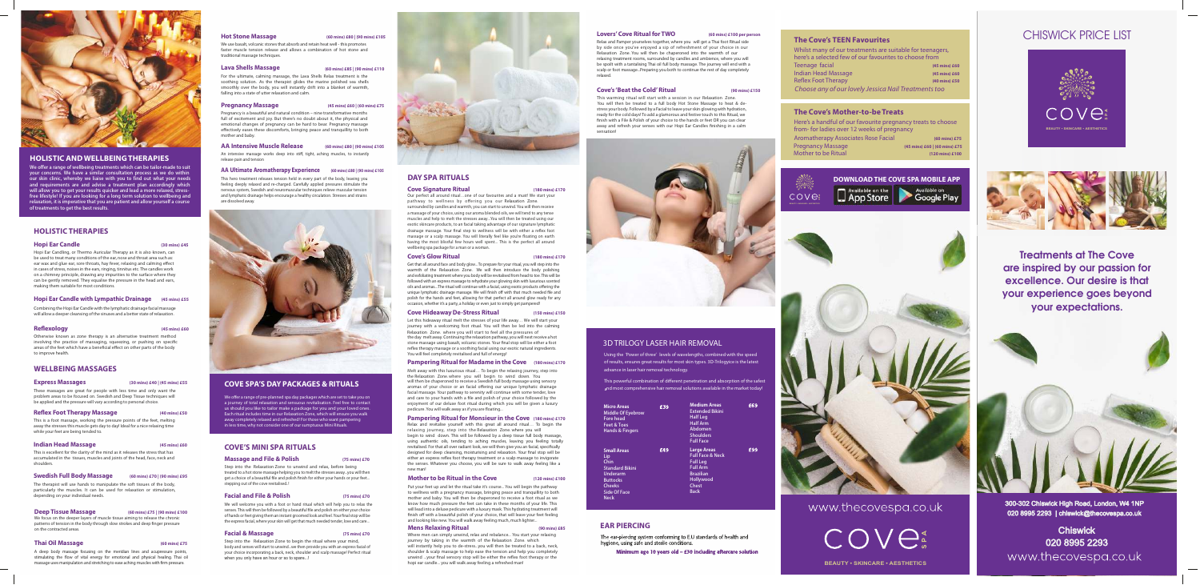## HOLISTIC AND WELLBEING THERAPIES

We offer a range of wellbeing treatments which can be tailor-made to suit your concerns. We have a similar consultation process as we do within our skin clinic, whereby we liaise with you to find out what your needs and requirements are and advise a treatment plan accordingly which will allow you to get your results quicker and lead a more relaxed, stress-free lifestyle! If you are looking for a long term solution to wellbeing and relaxation, it is imperative that you are patient and allow yourself a course of treatments to get the best results.

## HOLISTIC THERAPIES

### Hopi Ear Candle (30 mins) £45

Hopi Ear Candling, or Thermo Auricular Therapy as it is also known, can be used to treat many conditions of the ear, nose and throat area such as: ear wax and glue ear, sore throats, hay fever, relaxing and calming effect in cases of stress, noises in the ears, ringing, tinnitus etc. The candles work on a chimney principle, drawing any impurities to the surface where they can be gently removed. They equalise the pressure in the head and ears, making them suitable for most conditions.

### Hopi Ear Candle with Lympathic Drainage (45 mins) £55

Combining the Hopi Ear Candle with the lymphatic drainage facial massage will allow a deeper cleansing of the sinuses and a better state of relaxation.

### Reflexology (45 mins) £60

Otherwise known as zone therapy is an alternative treatment method involving the practice of massaging, squeezing, or pushing on specific areas of the feet which have a beneficial effect on other parts of the body to improve health.

## WELLBEING MASSAGES

### Express Massages (30 mins) £40 | (45 mins) £55

These massages are great for people with less time and only want the problem areas to be focused on. Swedish and Deep Tissue techniques will be applied and the pressure will vary according to personal choice.

### Reflex Foot Therapy Massage (40 mins) £50

This is a foot massage, working the pressure points of the feet, melting away the stresses this muscle gets day to day! Ideal for a nice relaxing time while your feet are being tended to.

### Indian Head Massage (45 mins) £60

This is excellent for the clarity of the mind as it releases the stress that has accumulated in the tissues, muscles and joints of the head, face, neck and shoulders.

### Swedish Full Body Massage (60 mins) £70 | (90 mins) £95

The therapist will use hands to manipulate the soft tissues of the body, particularly the muscles. It can be used for relaxation or stimulation, depending on your individual needs.

### Deep Tissue Massage (60 mins) £75 | (90 mins) £100

We focus on the deeper layers of muscle tissue aiming to release the chronic patterns of tension in the body through slow strokes and deep finger pressure on the contracted areas.

### Thai Oil Massage (60 mins) £75

A deep body massage focusing on the meridian lines and acupressure points, stimulating the flow of vital energy for emotional and physical healing. Thai oil massage uses manipulation and stretching to ease aching muscles with firm pressure.

### Hot Stone Massage (60 mins) £80 | (90 mins) £105

We use basalt, volcanic stones that absorb and retain heat well - this promotes faster muscle tension release and allows a combination of hot stone and traditional massage techniques.

### Lava Shells Massage (60 mins) £85 | (90 mins) £110

For the ultimate, calming massage, the Lava Shells Relax treatment is the soothing solution. As the therapist glides the marine polished sea shells smoothly over the body, you will instantly drift into a blanket of warmth, falling into a state of utter relaxation and calm.

### Pregnancy Massage (45 mins) £60 | (60 mins) £75

Pregnancy is a beautiful and natural condition – nine transformative months full of excitement and joy. But there's no doubt about it, the physical and emotional changes of pregnancy can be hard to bear. Pregnancy massage effectively eases these discomforts, bringing peace and tranquility to both mother and baby.

### AA Intensive Muscle Release (60 mins) £80 | (90 mins) £105

An intensive massage works deep into stiff, tight, aching muscles, to instantly release pain and tension

### AA Ultimate Aromatherapy Experience (60 mins) £80 | (90 mins) £105

This two treatment releases tension held in every part of the body, leaving you feeling deeply relaxed and re-charged. Carefully applied pressures stimulate the nervous system. Swedish and neuromuscular techniques relieve muscular tension and lymphatic drainage helps encourage a healthy circulation. Stresses and strains are dissolved away.

## COVE SPA'S DAY PACKAGES & RITUALS

We offer a range of pre-planned spa day packages which are set to take you on a journey of total relaxation and sensuous revitalisation. Feel free to contact us should you like to tailor make a package for you and your loved ones. Each ritual includes time in our Relaxation Zone, which will ensure you walk away completely relaxed and refreshed! For those who want pampering in less time, why not consider one of our sumptuous Mini Rituals.

## COVE'S MINI SPA RITUALS

### Massage and File & Polish (75 mins) £70

Step into the Relaxation Zone to unwind and relax, before being treated to a hot stone massage helping you to melt the stresses away...you will then get a choice of a beautiful file and polish finish for either your hands or your feet... stepping out of the cove revitalised..!

### Facial and File & Polish (75 mins) £70

We will welcome you with a foot or hand ritual which will help you to relax the senses. This will then be followed by a beautiful file and polish on either your choice of hands or feet giving them an instant groomed look and feel. Your final stop will be the express facial, where your skin will get that much needed tender, love and care...

### Facial & Massage (75 mins) £70

Step into the Relaxation Zone to begin the ritual where your mind, body and senses will start to unwind...we then provide you with an express facial of your choice incorporating a back, neck, shoulder and scalp massage! Perfect ritual when you only have an hour or so to spare...!

## DAY SPA RITUALS

### Cove Signature Ritual (180 mins) £170

Our perfect all around ritual... one of our favourites and a must! We start your pathway to wellness by offering you our Relaxation Zone surrounded by candles and warmth, you can start to unwind. You will then receive a massage of your choice, using our aroma blended oils, we will tend to any tense muscles and help to melt the stresses away.. You will then be treated using our exotic skincare products, to an facial taking advantage of our signature lymphatic drainage massage. Your final step to wellness will be with either a reflex foot massage or a scalp massage. You will literally feel like you're floating on earth having the most blissful few hours well spent... This is the perfect all around wellbeing spa package for a man or a woman.

### Cove's Glow Ritual (180 mins) £170

Get that all around face and body glow.. To prepare for your ritual, you will step into the warmth of the Relaxation Zone. We will then introduce the body polishing and exfoliating treatment where you body will be revitalised from head to toe. This will be followed with an express massage to rehydrate your glowing skin with luxurious scented oils and aromas...The ritual will continue with a facial, using exotic products offering the unique lymphatic drainage massage. We will finish off with that much needed file and polish for the hands and feet, allowing for that perfect all around glow ready for any occasion, whether it's a party, a holiday or even just to simply get pampered!

### Cove Hideaway De-Stress Ritual (150 mins) £150

Let this hideaway ritual melt the stresses of your life away... We will start your journey with a welcoming foot ritual. You will then be led into the calming Relaxation Zone, where you will start to feel all the pressures of the day melt away. Continuing the relaxation pathway, you will next receive a hot stone massage using basalt, volcanic stones. Your final stop will be either a foot reflex therapy massage or a soothing facial using our exotic natural ingredients. You will feel completely revitalised and full of energy!

### Pampering Ritual for Madame in the Cove (180 mins) £170

Melt away with this luxurious ritual... To begin the relaxing journey, step into the Relaxation Zone where you will begin to wind down. You will then be chaperoned to receive a Swedish full body massage using sensory aromas of your choice or an facial offering our unique lymphatic drainage facial massage. Your pathway to serenity will continue with some tender, love and care to your hands with a file and polish of your choice followed by the enjoyment of our deluxe foot ritual during which you will be given a luxury pedicure. You will walk away as if you are floating...

### Pampering Ritual for Monsieur in the Cove (180 mins) £170

Relax and revitalise yourself with the great all around ritual... To begin the relaxing journey, step into the Relaxation Zone where you will begin to wind down. This will be followed by a deep tissue full body massage, using authentic oils, tending to aching muscles, leaving you feeling totally revitalised. For that all over radiant look, we will then give you an facial, specifically designed for deep cleansing, moisturising and relaxation. Your final stop will be either an express reflex foot therapy treatment or a scalp massage to invigorate the senses. Whatever you choose, you will be sure to walk away feeling like a new man!

### Mother to be Ritual in the Cove (120 mins) £100

Put your feet up and let the ritual take it's course...You will begin the pathway to wellness with a pregnancy massage, bringing peace and tranquility to both mother and baby. You will then be chaperoned to receive a facial as we know how much pressure the feet can take in these months of your life. This will lead into a deluxe pedicure with a luxury mask. This hydrating treatment will finish off with a beautiful polish of your choice, that will leave your feet feeling and looking like new. You will walk away feeling much, much lighter...

### Mens Relaxing Ritual (90 mins) £85

Where men can simply unwind, relax and rebalance... You start your relaxing journey by taking in the warmth of the Relaxation Zone which will instantly help you to de-stress...you will then be treated to a back, neck, shoulder & scalp massage to help ease the tension and help you completely unwind ...your final sensory stop will be either the reflex foot therapy or the hopi ear candle... you will walk away feeling a refreshed man!

### Lovers' Cove Ritual for TWO (60 mins) £100 per person

Relax and Pamper yourselves together, where you will get a Thai foot Ritual side by side once you've enjoyed a sip of refreshment of your choice in our Relaxation Zone. You will then be chaperoned into the warmth of our relaxing treatment rooms, surrounded by candles and ambience, where you will be spoilt with a tantalising Thai oil full body massage. The journey will end with a scalp or foot massage..Preparing you both to continue the rest of day completely relaxed.

### Cove's 'Beat the Cold' Ritual (90 mins) £150

This warming ritual will start with a session in our Relaxation Zone. You will then be treated to a full body Hot Stone Massage to heat & de-stress your body. Followed by a Facial to leave your skin glowing with hydration, ready for the cold days! To add a glamorous and festive touch to this Ritual, we finish with a File & Polish of your choice to the hands or feet OR you can close away and refresh your senses with our Hopi Ear Candles finishing in a calm sensation!

## 3D TRILOGY LASER HAIR REMOVAL

Using the 'Power of three' levels of wavelengths, combined with the speed of results, ensures great results for most skin types. 3D-Trilogy ice is the latest advance in laser hair removal technology.

This powerful combination of different penetration and absorption of the safest and most comprehensive hair removal solutions available in the market today!

| | | | |
|---|---|---|---|
| **Micro Areas**<br>Middle Of Eyebrow<br>Fore head<br>Feet & Toes<br>Hands & Fingers | £39 | **Medium Areas**<br>Extended Bikini<br>Half Leg<br>Half Arm<br>Abdomen<br>Shoulders<br>Full Face | £69 |
| **Small Areas**<br>Lip<br>Chin<br>Standard Bikini<br>Underarm<br>Buttocks<br>Cheeks<br>Side Of Face<br>Neck | £49 | **Large Areas**<br>Full Face & Neck<br>Full Leg<br>Full Arm<br>Brazilian<br>Hollywood<br>Chest<br>Back | £99 |

## EAR PIERCING

The ear-piercing system conforming to E.U standards of health and hygiene, using safe and sterile conditions.

**Minimum age 10 years old – £30 including aftercare solution**

## The Cove's TEEN Favourites

Whilst many of our treatments are suitable for teenagers, here's a selected few of our favourites to choose from

| | |
|---|---|
| Teenage facial | (45 mins) £60 |
| Indian Head Massage | (45 mins) £60 |
| Reflex Foot Therapy | (40 mins) £50 |

*Choose any of our lovely Jessica Nail Treatments too*

## The Cove's Mother-to-be Treats

Here's a handful of our favourite pregnancy treats to choose from- for ladies over 12 weeks of pregnancy

| | |
|---|---|
| Aromatherapy Associates Rose Facial | (60 mins) £75 |
| Pregnancy Massage | (45 mins) £60 \| (60 mins) £75 |
| Mother to be Ritual | (120 mins) £100 |

**DOWNLOAD THE COVE SPA MOBILE APP**

Available on the App Store | Available on Google Play

www.thecovespa.co.uk

COVE SPA

BEAUTY • SKINCARE • AESTHETICS

# CHISWICK PRICE LIST

COVE

BEAUTY • SKINCARE • AESTHETICS

**Treatments at The Cove are inspired by our passion for excellence. Our desire is that your experience goes beyond your expectations.**

**300-302 Chiswick High Road, London, W4 1NP**
**020 8995 2293 | chiswick@thecovespa.co.uk**

**Chiswick**
**020 8995 2293**
www.thecovespa.co.uk